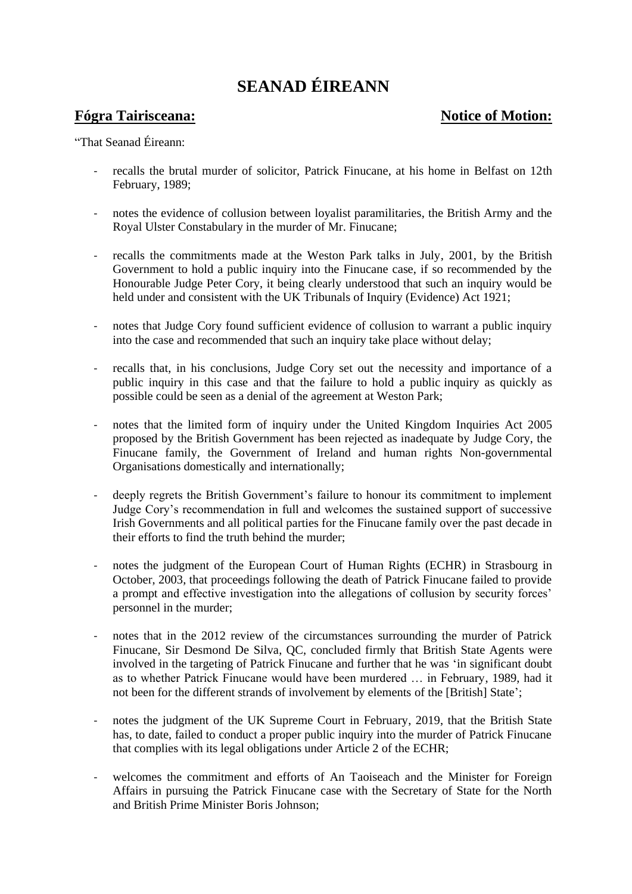# SEANAD ÉIREANN

**Fógra Tairisceana:** **Notice of Motion:**

"That Seanad Éireann:

- recalls the brutal murder of solicitor, Patrick Finucane, at his home in Belfast on 12th February, 1989;

- notes the evidence of collusion between loyalist paramilitaries, the British Army and the Royal Ulster Constabulary in the murder of Mr. Finucane;

- recalls the commitments made at the Weston Park talks in July, 2001, by the British Government to hold a public inquiry into the Finucane case, if so recommended by the Honourable Judge Peter Cory, it being clearly understood that such an inquiry would be held under and consistent with the UK Tribunals of Inquiry (Evidence) Act 1921;

- notes that Judge Cory found sufficient evidence of collusion to warrant a public inquiry into the case and recommended that such an inquiry take place without delay;

- recalls that, in his conclusions, Judge Cory set out the necessity and importance of a public inquiry in this case and that the failure to hold a public inquiry as quickly as possible could be seen as a denial of the agreement at Weston Park;

- notes that the limited form of inquiry under the United Kingdom Inquiries Act 2005 proposed by the British Government has been rejected as inadequate by Judge Cory, the Finucane family, the Government of Ireland and human rights Non-governmental Organisations domestically and internationally;

- deeply regrets the British Government's failure to honour its commitment to implement Judge Cory's recommendation in full and welcomes the sustained support of successive Irish Governments and all political parties for the Finucane family over the past decade in their efforts to find the truth behind the murder;

- notes the judgment of the European Court of Human Rights (ECHR) in Strasbourg in October, 2003, that proceedings following the death of Patrick Finucane failed to provide a prompt and effective investigation into the allegations of collusion by security forces' personnel in the murder;

- notes that in the 2012 review of the circumstances surrounding the murder of Patrick Finucane, Sir Desmond De Silva, QC, concluded firmly that British State Agents were involved in the targeting of Patrick Finucane and further that he was 'in significant doubt as to whether Patrick Finucane would have been murdered … in February, 1989, had it not been for the different strands of involvement by elements of the [British] State';

- notes the judgment of the UK Supreme Court in February, 2019, that the British State has, to date, failed to conduct a proper public inquiry into the murder of Patrick Finucane that complies with its legal obligations under Article 2 of the ECHR;

- welcomes the commitment and efforts of An Taoiseach and the Minister for Foreign Affairs in pursuing the Patrick Finucane case with the Secretary of State for the North and British Prime Minister Boris Johnson;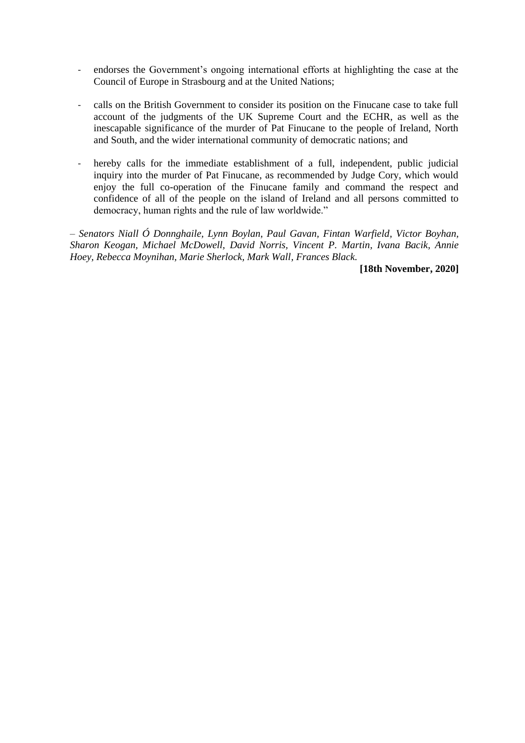- endorses the Government's ongoing international efforts at highlighting the case at the Council of Europe in Strasbourg and at the United Nations;

- calls on the British Government to consider its position on the Finucane case to take full account of the judgments of the UK Supreme Court and the ECHR, as well as the inescapable significance of the murder of Pat Finucane to the people of Ireland, North and South, and the wider international community of democratic nations; and

- hereby calls for the immediate establishment of a full, independent, public judicial inquiry into the murder of Pat Finucane, as recommended by Judge Cory, which would enjoy the full co-operation of the Finucane family and command the respect and confidence of all of the people on the island of Ireland and all persons committed to democracy, human rights and the rule of law worldwide."

*– Senators Niall Ó Donnghaile, Lynn Boylan, Paul Gavan, Fintan Warfield, Victor Boyhan, Sharon Keogan, Michael McDowell, David Norris, Vincent P. Martin, Ivana Bacik, Annie Hoey, Rebecca Moynihan, Marie Sherlock, Mark Wall, Frances Black.*

**[18th November, 2020]**